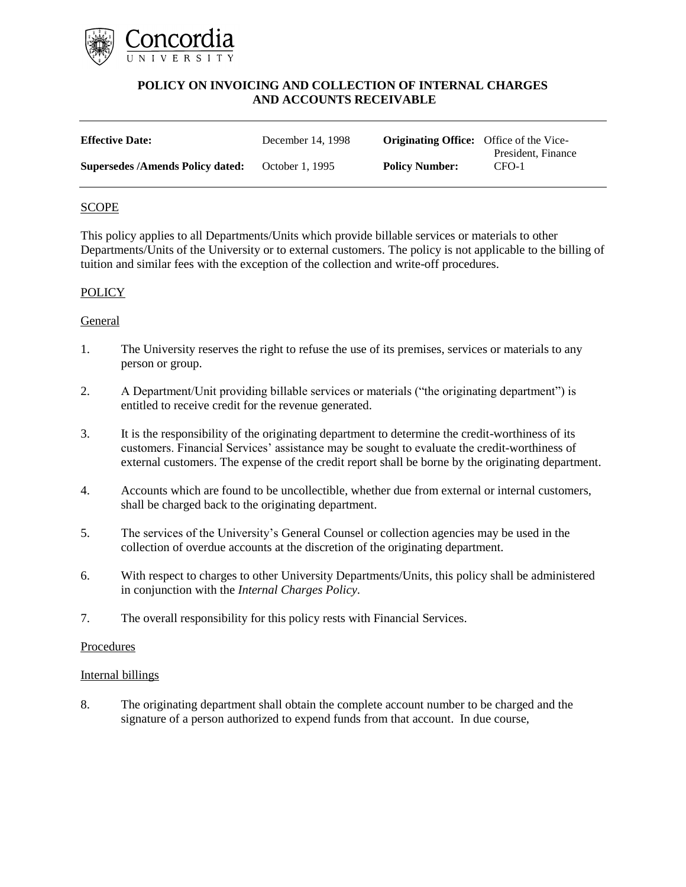Concordia
UNIVERSITY

# POLICY ON INVOICING AND COLLECTION OF INTERNAL CHARGES AND ACCOUNTS RECEIVABLE

| | | | |
|---|---|---|---|
| **Effective Date:** | December 14, 1998 | **Originating Office:** | Office of the Vice-President, Finance |
| **Supersedes /Amends Policy dated:** | October 1, 1995 | **Policy Number:** | CFO-1 |

## SCOPE

This policy applies to all Departments/Units which provide billable services or materials to other Departments/Units of the University or to external customers. The policy is not applicable to the billing of tuition and similar fees with the exception of the collection and write-off procedures.

## POLICY

### General

1. The University reserves the right to refuse the use of its premises, services or materials to any person or group.

2. A Department/Unit providing billable services or materials ("the originating department") is entitled to receive credit for the revenue generated.

3. It is the responsibility of the originating department to determine the credit-worthiness of its customers. Financial Services' assistance may be sought to evaluate the credit-worthiness of external customers. The expense of the credit report shall be borne by the originating department.

4. Accounts which are found to be uncollectible, whether due from external or internal customers, shall be charged back to the originating department.

5. The services of the University's General Counsel or collection agencies may be used in the collection of overdue accounts at the discretion of the originating department.

6. With respect to charges to other University Departments/Units, this policy shall be administered in conjunction with the *Internal Charges Policy*.

7. The overall responsibility for this policy rests with Financial Services.

### Procedures

#### Internal billings

8. The originating department shall obtain the complete account number to be charged and the signature of a person authorized to expend funds from that account. In due course,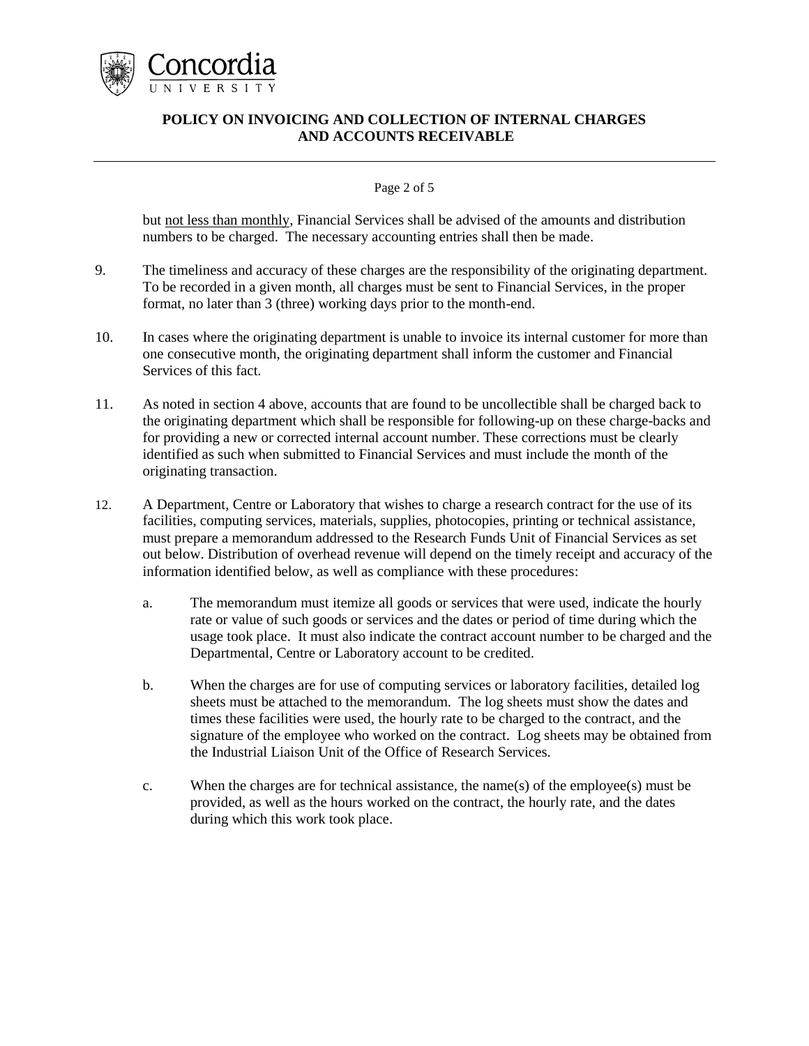but <u>not less than monthly</u>, Financial Services shall be advised of the amounts and distribution numbers to be charged. The necessary accounting entries shall then be made.

9. The timeliness and accuracy of these charges are the responsibility of the originating department. To be recorded in a given month, all charges must be sent to Financial Services, in the proper format, no later than 3 (three) working days prior to the month-end.

10. In cases where the originating department is unable to invoice its internal customer for more than one consecutive month, the originating department shall inform the customer and Financial Services of this fact.

11. As noted in section 4 above, accounts that are found to be uncollectible shall be charged back to the originating department which shall be responsible for following-up on these charge-backs and for providing a new or corrected internal account number. These corrections must be clearly identified as such when submitted to Financial Services and must include the month of the originating transaction.

12. A Department, Centre or Laboratory that wishes to charge a research contract for the use of its facilities, computing services, materials, supplies, photocopies, printing or technical assistance, must prepare a memorandum addressed to the Research Funds Unit of Financial Services as set out below. Distribution of overhead revenue will depend on the timely receipt and accuracy of the information identified below, as well as compliance with these procedures:

    a. The memorandum must itemize all goods or services that were used, indicate the hourly rate or value of such goods or services and the dates or period of time during which the usage took place. It must also indicate the contract account number to be charged and the Departmental, Centre or Laboratory account to be credited.

    b. When the charges are for use of computing services or laboratory facilities, detailed log sheets must be attached to the memorandum. The log sheets must show the dates and times these facilities were used, the hourly rate to be charged to the contract, and the signature of the employee who worked on the contract. Log sheets may be obtained from the Industrial Liaison Unit of the Office of Research Services.

    c. When the charges are for technical assistance, the name(s) of the employee(s) must be provided, as well as the hours worked on the contract, the hourly rate, and the dates during which this work took place.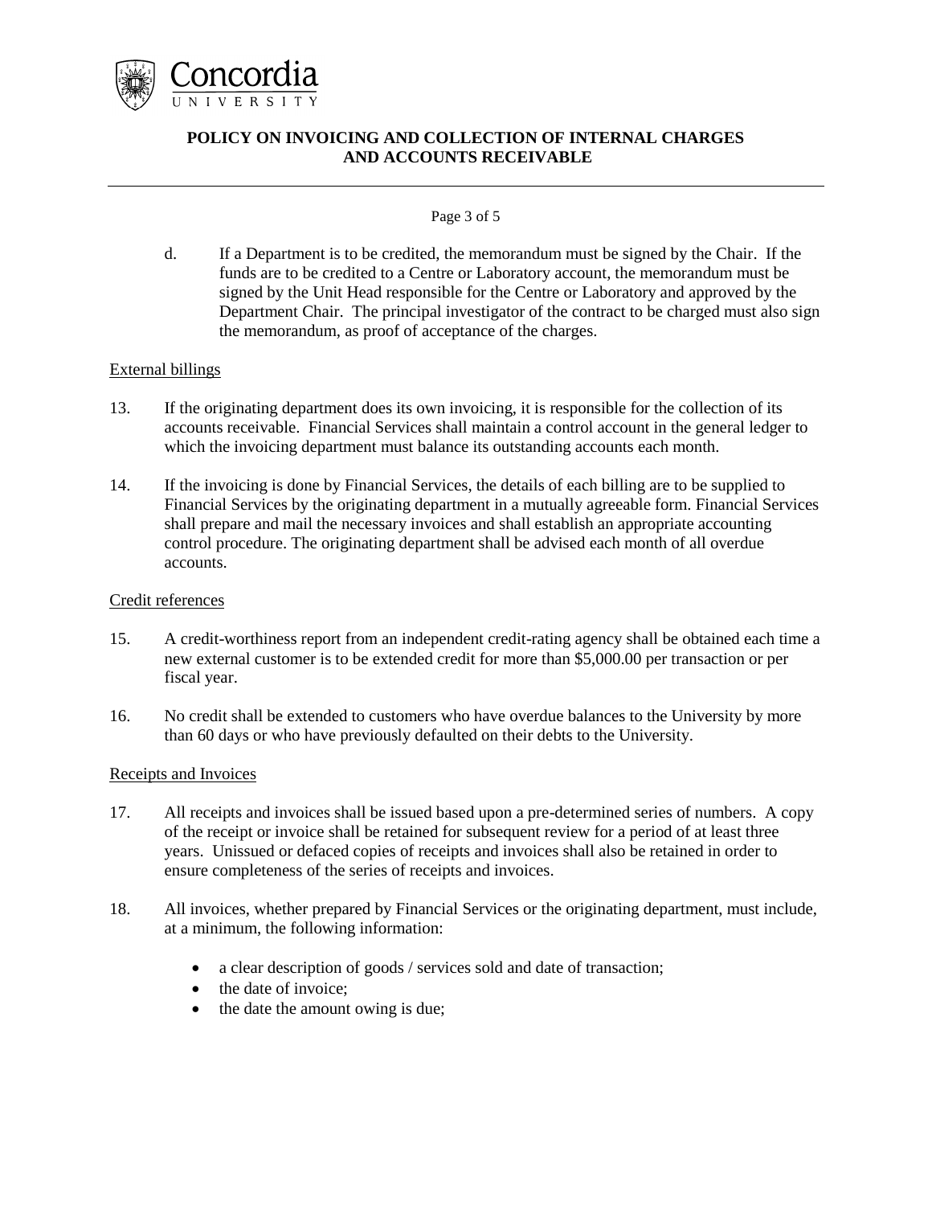d. If a Department is to be credited, the memorandum must be signed by the Chair. If the funds are to be credited to a Centre or Laboratory account, the memorandum must be signed by the Unit Head responsible for the Centre or Laboratory and approved by the Department Chair. The principal investigator of the contract to be charged must also sign the memorandum, as proof of acceptance of the charges.

<u>External billings</u>

13. If the originating department does its own invoicing, it is responsible for the collection of its accounts receivable. Financial Services shall maintain a control account in the general ledger to which the invoicing department must balance its outstanding accounts each month.

14. If the invoicing is done by Financial Services, the details of each billing are to be supplied to Financial Services by the originating department in a mutually agreeable form. Financial Services shall prepare and mail the necessary invoices and shall establish an appropriate accounting control procedure. The originating department shall be advised each month of all overdue accounts.

<u>Credit references</u>

15. A credit-worthiness report from an independent credit-rating agency shall be obtained each time a new external customer is to be extended credit for more than $5,000.00 per transaction or per fiscal year.

16. No credit shall be extended to customers who have overdue balances to the University by more than 60 days or who have previously defaulted on their debts to the University.

<u>Receipts and Invoices</u>

17. All receipts and invoices shall be issued based upon a pre-determined series of numbers. A copy of the receipt or invoice shall be retained for subsequent review for a period of at least three years. Unissued or defaced copies of receipts and invoices shall also be retained in order to ensure completeness of the series of receipts and invoices.

18. All invoices, whether prepared by Financial Services or the originating department, must include, at a minimum, the following information:

    - a clear description of goods / services sold and date of transaction;
    - the date of invoice;
    - the date the amount owing is due;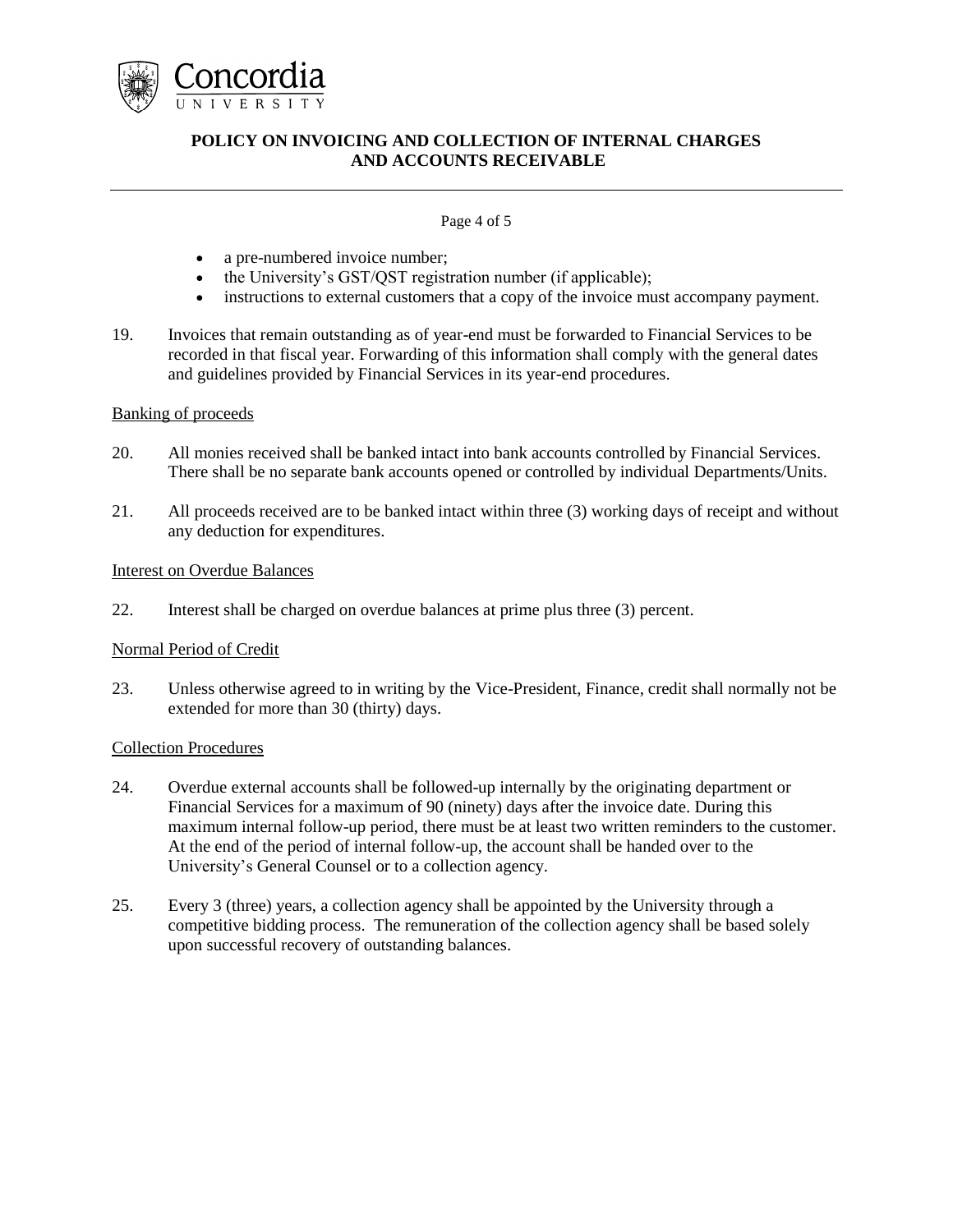- a pre-numbered invoice number;
- the University's GST/QST registration number (if applicable);
- instructions to external customers that a copy of the invoice must accompany payment.

19. Invoices that remain outstanding as of year-end must be forwarded to Financial Services to be recorded in that fiscal year. Forwarding of this information shall comply with the general dates and guidelines provided by Financial Services in its year-end procedures.

Banking of proceeds

20. All monies received shall be banked intact into bank accounts controlled by Financial Services. There shall be no separate bank accounts opened or controlled by individual Departments/Units.

21. All proceeds received are to be banked intact within three (3) working days of receipt and without any deduction for expenditures.

Interest on Overdue Balances

22. Interest shall be charged on overdue balances at prime plus three (3) percent.

Normal Period of Credit

23. Unless otherwise agreed to in writing by the Vice-President, Finance, credit shall normally not be extended for more than 30 (thirty) days.

Collection Procedures

24. Overdue external accounts shall be followed-up internally by the originating department or Financial Services for a maximum of 90 (ninety) days after the invoice date. During this maximum internal follow-up period, there must be at least two written reminders to the customer. At the end of the period of internal follow-up, the account shall be handed over to the University's General Counsel or to a collection agency.

25. Every 3 (three) years, a collection agency shall be appointed by the University through a competitive bidding process. The remuneration of the collection agency shall be based solely upon successful recovery of outstanding balances.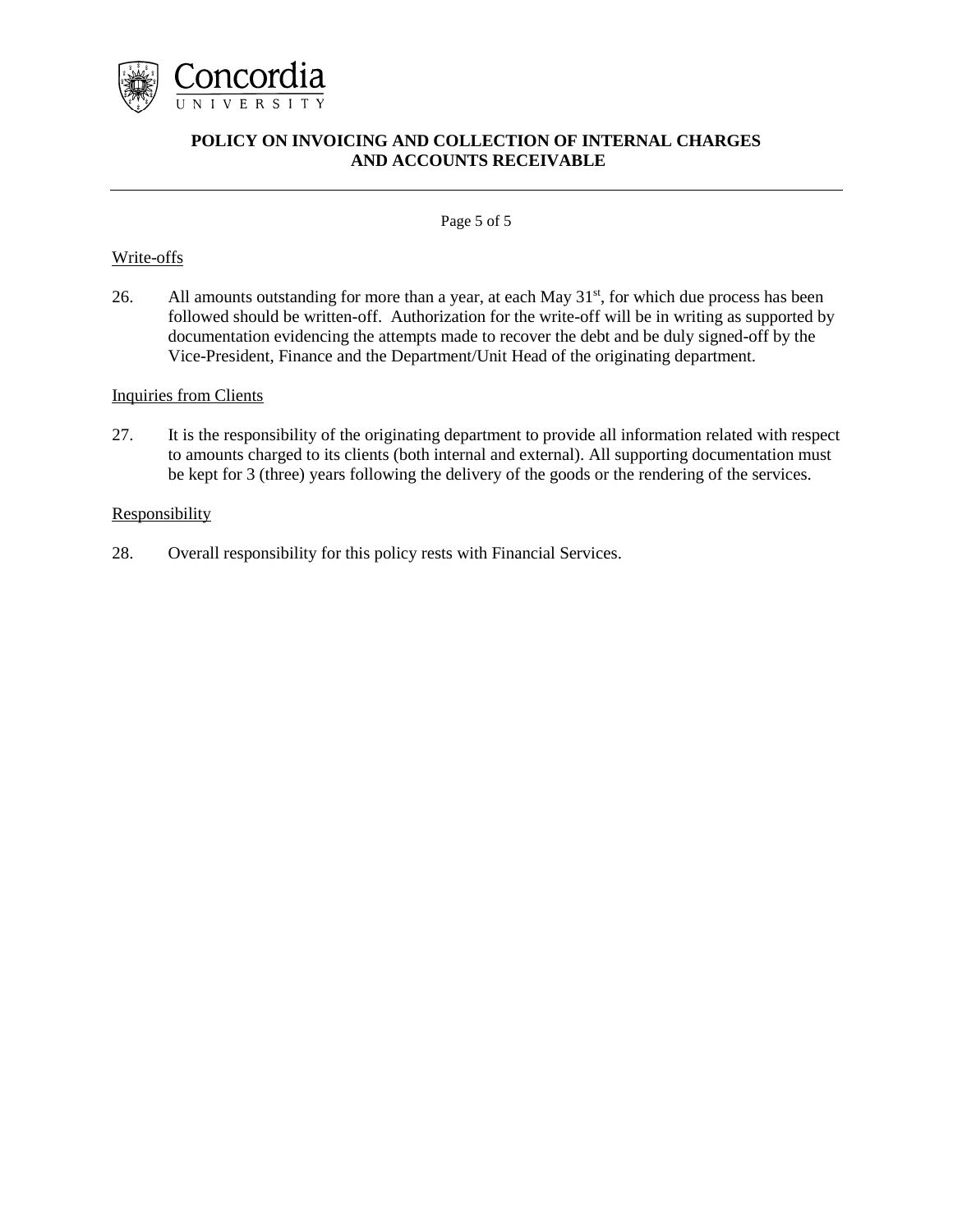Write-offs

26. All amounts outstanding for more than a year, at each May 31st, for which due process has been followed should be written-off. Authorization for the write-off will be in writing as supported by documentation evidencing the attempts made to recover the debt and be duly signed-off by the Vice-President, Finance and the Department/Unit Head of the originating department.

Inquiries from Clients

27. It is the responsibility of the originating department to provide all information related with respect to amounts charged to its clients (both internal and external). All supporting documentation must be kept for 3 (three) years following the delivery of the goods or the rendering of the services.

Responsibility

28. Overall responsibility for this policy rests with Financial Services.